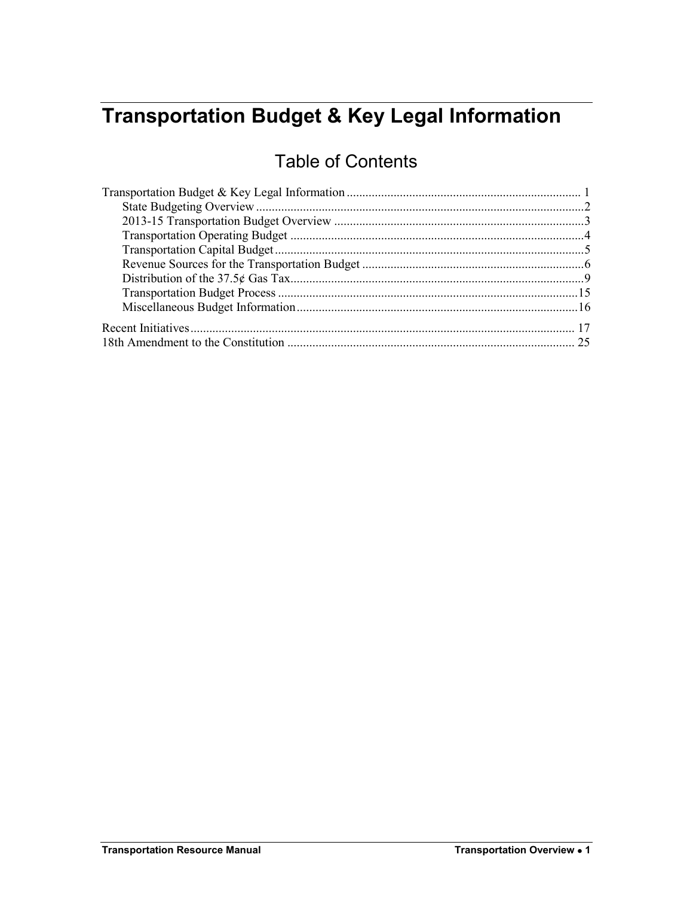# Transportation Budget & Key Legal Information

## Table of Contents

Transportation Budget & Key Legal Information ........................................................................ 1
- State Budgeting Overview ........................................................................................................2
- 2013-15 Transportation Budget Overview ................................................................................3
- Transportation Operating Budget .............................................................................................4
- Transportation Capital Budget ..................................................................................................5
- Revenue Sources for the Transportation Budget .......................................................................6
- Distribution of the 37.5¢ Gas Tax.............................................................................................9
- Transportation Budget Process ...............................................................................................15
- Miscellaneous Budget Information ..........................................................................................16

Recent Initiatives.......................................................................................................................... 17

18th Amendment to the Constitution ........................................................................................... 25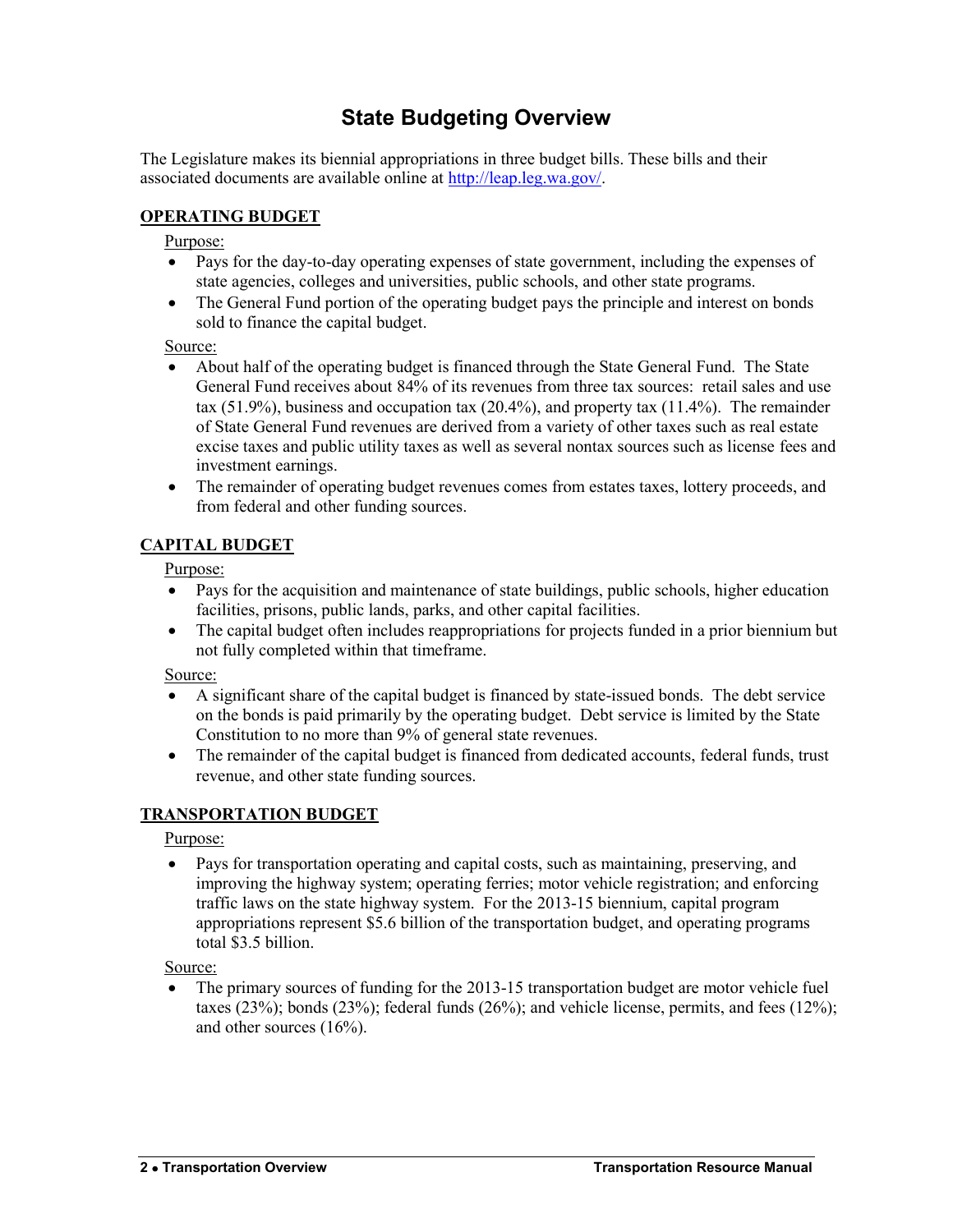# State Budgeting Overview

The Legislature makes its biennial appropriations in three budget bills. These bills and their associated documents are available online at [http://leap.leg.wa.gov/](http://leap.leg.wa.gov/).

## OPERATING BUDGET

Purpose:

- Pays for the day-to-day operating expenses of state government, including the expenses of state agencies, colleges and universities, public schools, and other state programs.
- The General Fund portion of the operating budget pays the principle and interest on bonds sold to finance the capital budget.

Source:

- About half of the operating budget is financed through the State General Fund. The State General Fund receives about 84% of its revenues from three tax sources: retail sales and use tax (51.9%), business and occupation tax (20.4%), and property tax (11.4%). The remainder of State General Fund revenues are derived from a variety of other taxes such as real estate excise taxes and public utility taxes as well as several nontax sources such as license fees and investment earnings.
- The remainder of operating budget revenues comes from estates taxes, lottery proceeds, and from federal and other funding sources.

## CAPITAL BUDGET

Purpose:

- Pays for the acquisition and maintenance of state buildings, public schools, higher education facilities, prisons, public lands, parks, and other capital facilities.
- The capital budget often includes reappropriations for projects funded in a prior biennium but not fully completed within that timeframe.

Source:

- A significant share of the capital budget is financed by state-issued bonds. The debt service on the bonds is paid primarily by the operating budget. Debt service is limited by the State Constitution to no more than 9% of general state revenues.
- The remainder of the capital budget is financed from dedicated accounts, federal funds, trust revenue, and other state funding sources.

## TRANSPORTATION BUDGET

Purpose:

- Pays for transportation operating and capital costs, such as maintaining, preserving, and improving the highway system; operating ferries; motor vehicle registration; and enforcing traffic laws on the state highway system. For the 2013-15 biennium, capital program appropriations represent $5.6 billion of the transportation budget, and operating programs total $3.5 billion.

Source:

- The primary sources of funding for the 2013-15 transportation budget are motor vehicle fuel taxes (23%); bonds (23%); federal funds (26%); and vehicle license, permits, and fees (12%); and other sources (16%).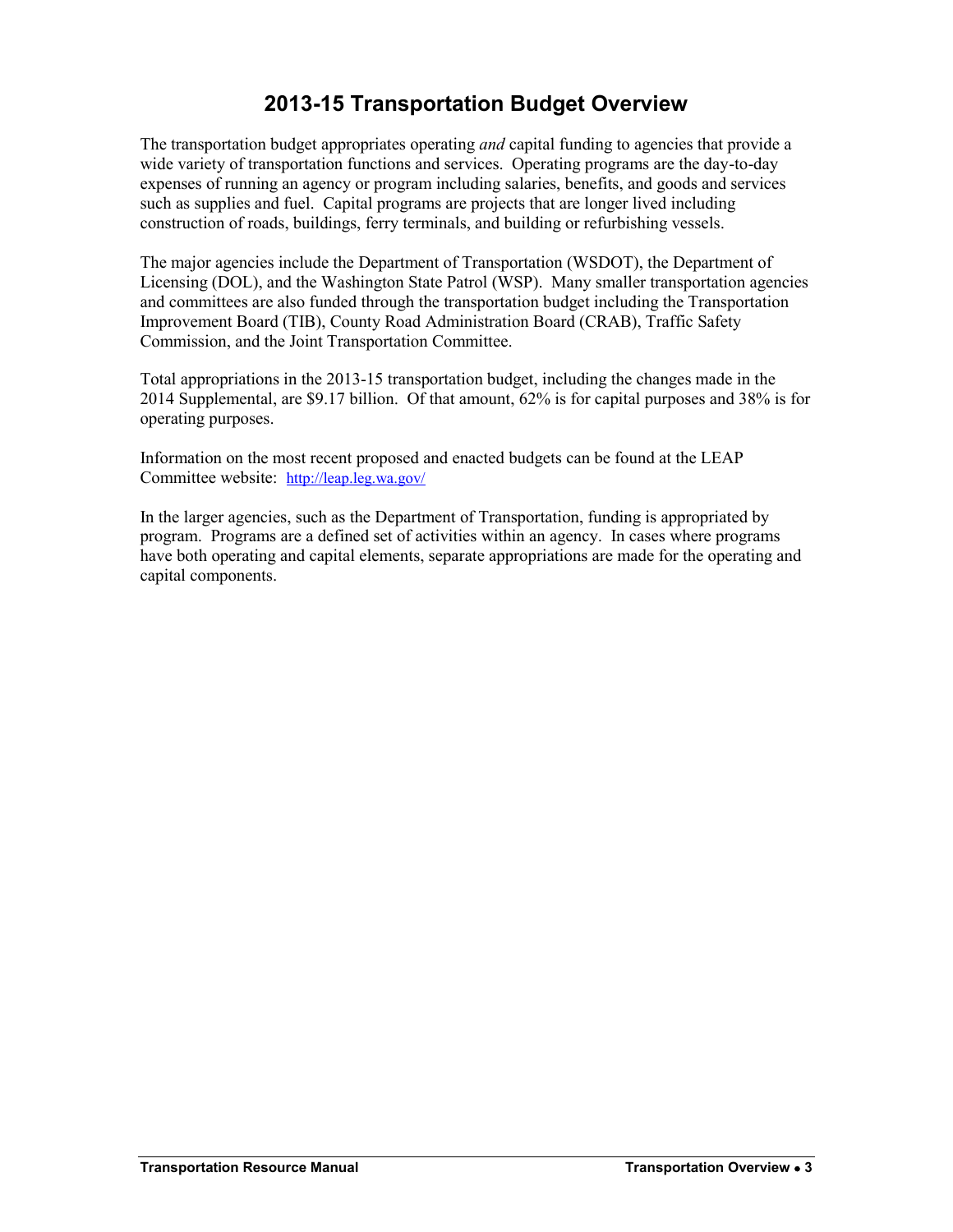# 2013-15 Transportation Budget Overview

The transportation budget appropriates operating *and* capital funding to agencies that provide a wide variety of transportation functions and services. Operating programs are the day-to-day expenses of running an agency or program including salaries, benefits, and goods and services such as supplies and fuel. Capital programs are projects that are longer lived including construction of roads, buildings, ferry terminals, and building or refurbishing vessels.

The major agencies include the Department of Transportation (WSDOT), the Department of Licensing (DOL), and the Washington State Patrol (WSP). Many smaller transportation agencies and committees are also funded through the transportation budget including the Transportation Improvement Board (TIB), County Road Administration Board (CRAB), Traffic Safety Commission, and the Joint Transportation Committee.

Total appropriations in the 2013-15 transportation budget, including the changes made in the 2014 Supplemental, are $9.17 billion. Of that amount, 62% is for capital purposes and 38% is for operating purposes.

Information on the most recent proposed and enacted budgets can be found at the LEAP Committee website: http://leap.leg.wa.gov/

In the larger agencies, such as the Department of Transportation, funding is appropriated by program. Programs are a defined set of activities within an agency. In cases where programs have both operating and capital elements, separate appropriations are made for the operating and capital components.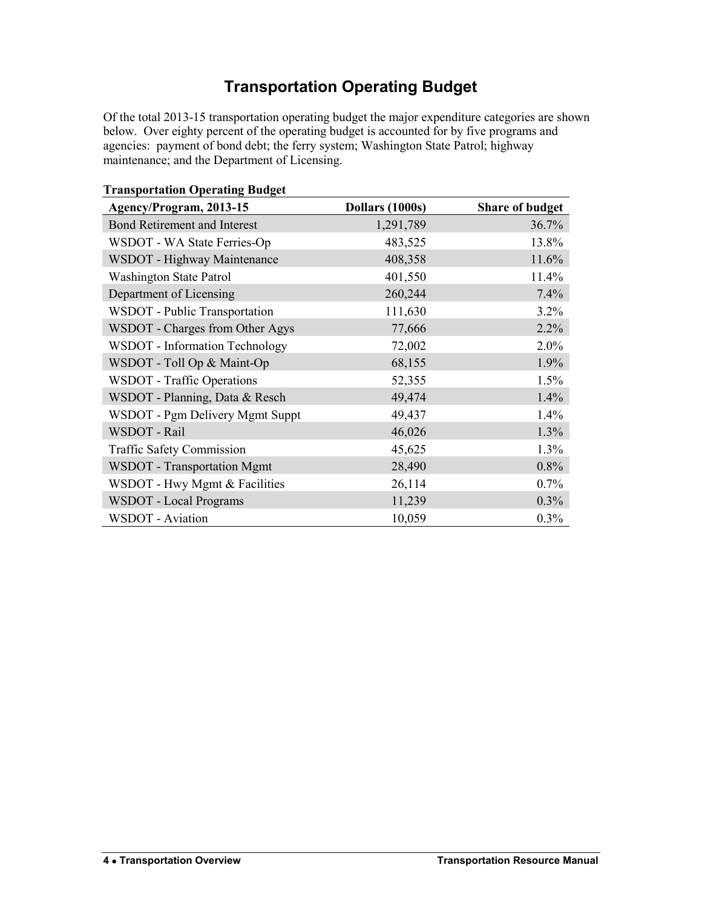# Transportation Operating Budget

Of the total 2013-15 transportation operating budget the major expenditure categories are shown below. Over eighty percent of the operating budget is accounted for by five programs and agencies: payment of bond debt; the ferry system; Washington State Patrol; highway maintenance; and the Department of Licensing.

**Transportation Operating Budget**

| Agency/Program, 2013-15 | Dollars (1000s) | Share of budget |
|---|---:|---:|
| Bond Retirement and Interest | 1,291,789 | 36.7% |
| WSDOT - WA State Ferries-Op | 483,525 | 13.8% |
| WSDOT - Highway Maintenance | 408,358 | 11.6% |
| Washington State Patrol | 401,550 | 11.4% |
| Department of Licensing | 260,244 | 7.4% |
| WSDOT - Public Transportation | 111,630 | 3.2% |
| WSDOT - Charges from Other Agys | 77,666 | 2.2% |
| WSDOT - Information Technology | 72,002 | 2.0% |
| WSDOT - Toll Op & Maint-Op | 68,155 | 1.9% |
| WSDOT - Traffic Operations | 52,355 | 1.5% |
| WSDOT - Planning, Data & Resch | 49,474 | 1.4% |
| WSDOT - Pgm Delivery Mgmt Suppt | 49,437 | 1.4% |
| WSDOT - Rail | 46,026 | 1.3% |
| Traffic Safety Commission | 45,625 | 1.3% |
| WSDOT - Transportation Mgmt | 28,490 | 0.8% |
| WSDOT - Hwy Mgmt & Facilities | 26,114 | 0.7% |
| WSDOT - Local Programs | 11,239 | 0.3% |
| WSDOT - Aviation | 10,059 | 0.3% |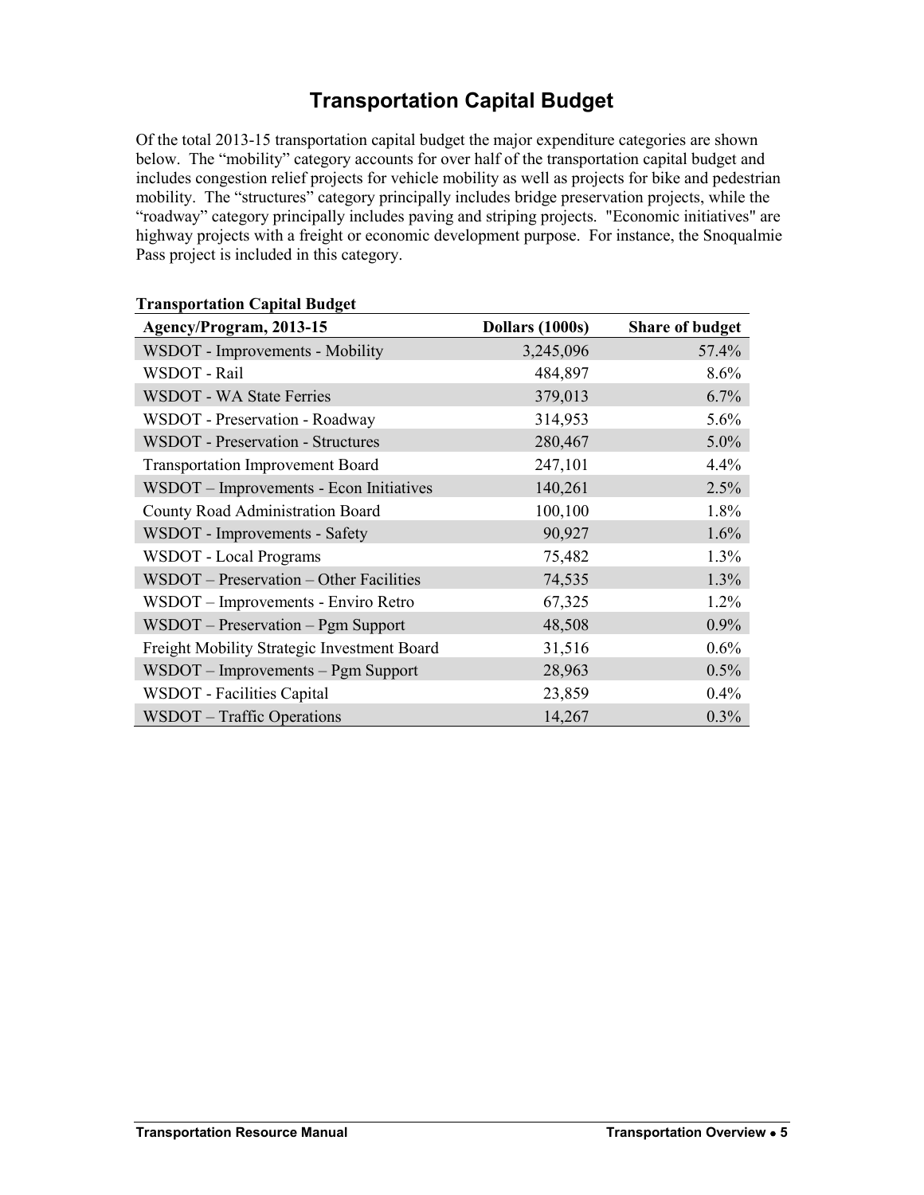# Transportation Capital Budget

Of the total 2013-15 transportation capital budget the major expenditure categories are shown below. The "mobility" category accounts for over half of the transportation capital budget and includes congestion relief projects for vehicle mobility as well as projects for bike and pedestrian mobility. The "structures" category principally includes bridge preservation projects, while the "roadway" category principally includes paving and striping projects. "Economic initiatives" are highway projects with a freight or economic development purpose. For instance, the Snoqualmie Pass project is included in this category.

**Transportation Capital Budget**

| Agency/Program, 2013-15 | Dollars (1000s) | Share of budget |
|---|---:|---:|
| WSDOT - Improvements - Mobility | 3,245,096 | 57.4% |
| WSDOT - Rail | 484,897 | 8.6% |
| WSDOT - WA State Ferries | 379,013 | 6.7% |
| WSDOT - Preservation - Roadway | 314,953 | 5.6% |
| WSDOT - Preservation - Structures | 280,467 | 5.0% |
| Transportation Improvement Board | 247,101 | 4.4% |
| WSDOT – Improvements - Econ Initiatives | 140,261 | 2.5% |
| County Road Administration Board | 100,100 | 1.8% |
| WSDOT - Improvements - Safety | 90,927 | 1.6% |
| WSDOT - Local Programs | 75,482 | 1.3% |
| WSDOT – Preservation – Other Facilities | 74,535 | 1.3% |
| WSDOT – Improvements - Enviro Retro | 67,325 | 1.2% |
| WSDOT – Preservation – Pgm Support | 48,508 | 0.9% |
| Freight Mobility Strategic Investment Board | 31,516 | 0.6% |
| WSDOT – Improvements – Pgm Support | 28,963 | 0.5% |
| WSDOT - Facilities Capital | 23,859 | 0.4% |
| WSDOT – Traffic Operations | 14,267 | 0.3% |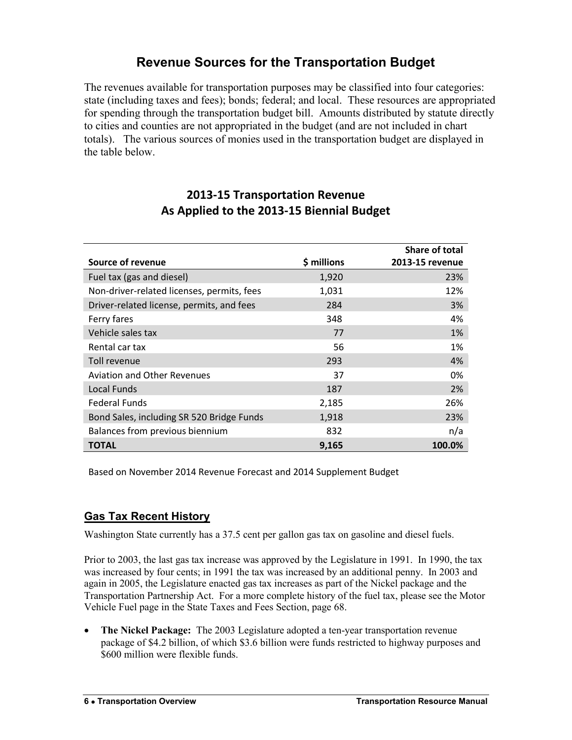# Revenue Sources for the Transportation Budget

The revenues available for transportation purposes may be classified into four categories: state (including taxes and fees); bonds; federal; and local. These resources are appropriated for spending through the transportation budget bill. Amounts distributed by statute directly to cities and counties are not appropriated in the budget (and are not included in chart totals). The various sources of monies used in the transportation budget are displayed in the table below.

## 2013-15 Transportation Revenue As Applied to the 2013-15 Biennial Budget

| Source of revenue | $ millions | Share of total 2013-15 revenue |
|---|---:|---:|
| Fuel tax (gas and diesel) | 1,920 | 23% |
| Non-driver-related licenses, permits, fees | 1,031 | 12% |
| Driver-related license, permits, and fees | 284 | 3% |
| Ferry fares | 348 | 4% |
| Vehicle sales tax | 77 | 1% |
| Rental car tax | 56 | 1% |
| Toll revenue | 293 | 4% |
| Aviation and Other Revenues | 37 | 0% |
| Local Funds | 187 | 2% |
| Federal Funds | 2,185 | 26% |
| Bond Sales, including SR 520 Bridge Funds | 1,918 | 23% |
| Balances from previous biennium | 832 | n/a |
| **TOTAL** | **9,165** | **100.0%** |

Based on November 2014 Revenue Forecast and 2014 Supplement Budget

## Gas Tax Recent History

Washington State currently has a 37.5 cent per gallon gas tax on gasoline and diesel fuels.

Prior to 2003, the last gas tax increase was approved by the Legislature in 1991. In 1990, the tax was increased by four cents; in 1991 the tax was increased by an additional penny. In 2003 and again in 2005, the Legislature enacted gas tax increases as part of the Nickel package and the Transportation Partnership Act. For a more complete history of the fuel tax, please see the Motor Vehicle Fuel page in the State Taxes and Fees Section, page 68.

- **The Nickel Package:** The 2003 Legislature adopted a ten-year transportation revenue package of $4.2 billion, of which $3.6 billion were funds restricted to highway purposes and $600 million were flexible funds.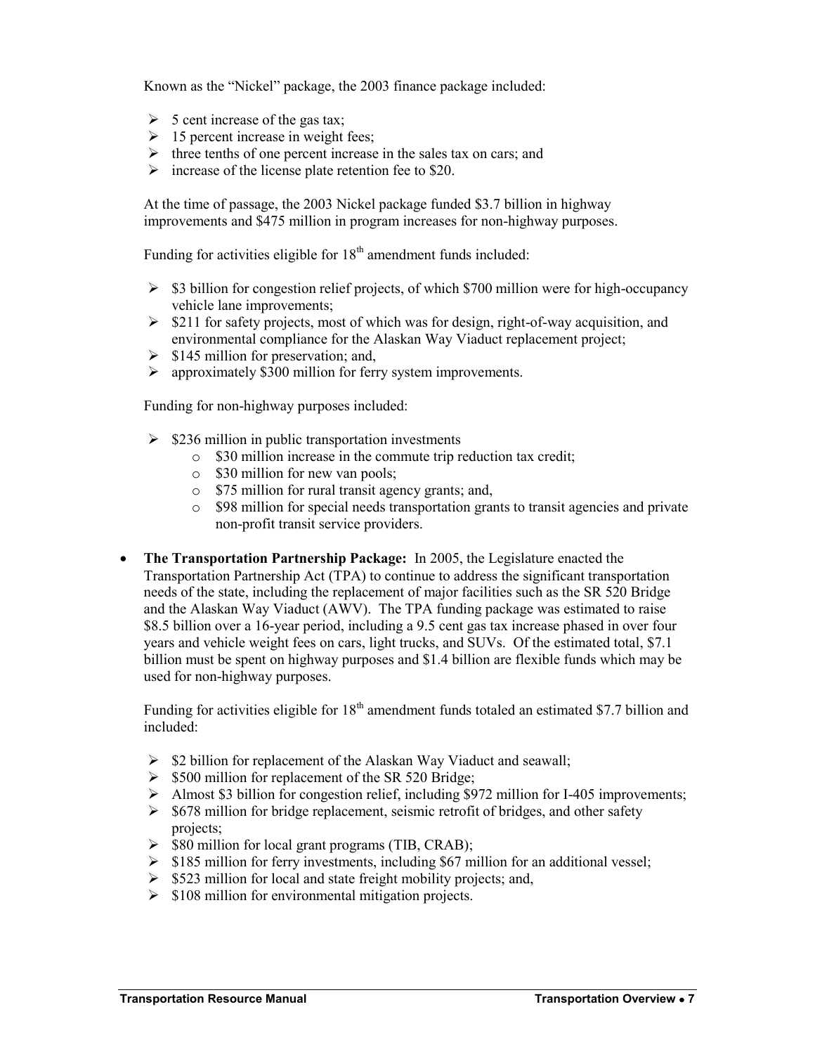Known as the "Nickel" package, the 2003 finance package included:

- 5 cent increase of the gas tax;
- 15 percent increase in weight fees;
- three tenths of one percent increase in the sales tax on cars; and
- increase of the license plate retention fee to $20.

At the time of passage, the 2003 Nickel package funded $3.7 billion in highway improvements and $475 million in program increases for non-highway purposes.

Funding for activities eligible for 18th amendment funds included:

- $3 billion for congestion relief projects, of which $700 million were for high-occupancy vehicle lane improvements;
- $211 for safety projects, most of which was for design, right-of-way acquisition, and environmental compliance for the Alaskan Way Viaduct replacement project;
- $145 million for preservation; and,
- approximately $300 million for ferry system improvements.

Funding for non-highway purposes included:

- $236 million in public transportation investments
  - $30 million increase in the commute trip reduction tax credit;
  - $30 million for new van pools;
  - $75 million for rural transit agency grants; and,
  - $98 million for special needs transportation grants to transit agencies and private non-profit transit service providers.

- **The Transportation Partnership Package:** In 2005, the Legislature enacted the Transportation Partnership Act (TPA) to continue to address the significant transportation needs of the state, including the replacement of major facilities such as the SR 520 Bridge and the Alaskan Way Viaduct (AWV). The TPA funding package was estimated to raise $8.5 billion over a 16-year period, including a 9.5 cent gas tax increase phased in over four years and vehicle weight fees on cars, light trucks, and SUVs. Of the estimated total, $7.1 billion must be spent on highway purposes and $1.4 billion are flexible funds which may be used for non-highway purposes.

  Funding for activities eligible for 18th amendment funds totaled an estimated $7.7 billion and included:

  - $2 billion for replacement of the Alaskan Way Viaduct and seawall;
  - $500 million for replacement of the SR 520 Bridge;
  - Almost $3 billion for congestion relief, including $972 million for I-405 improvements;
  - $678 million for bridge replacement, seismic retrofit of bridges, and other safety projects;
  - $80 million for local grant programs (TIB, CRAB);
  - $185 million for ferry investments, including $67 million for an additional vessel;
  - $523 million for local and state freight mobility projects; and,
  - $108 million for environmental mitigation projects.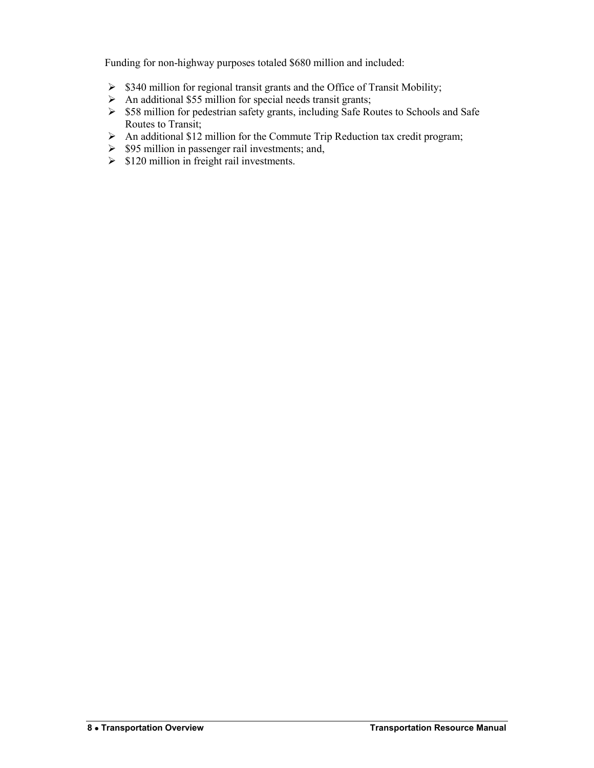Funding for non-highway purposes totaled $680 million and included:

- $340 million for regional transit grants and the Office of Transit Mobility;
- An additional $55 million for special needs transit grants;
- $58 million for pedestrian safety grants, including Safe Routes to Schools and Safe Routes to Transit;
- An additional $12 million for the Commute Trip Reduction tax credit program;
- $95 million in passenger rail investments; and,
- $120 million in freight rail investments.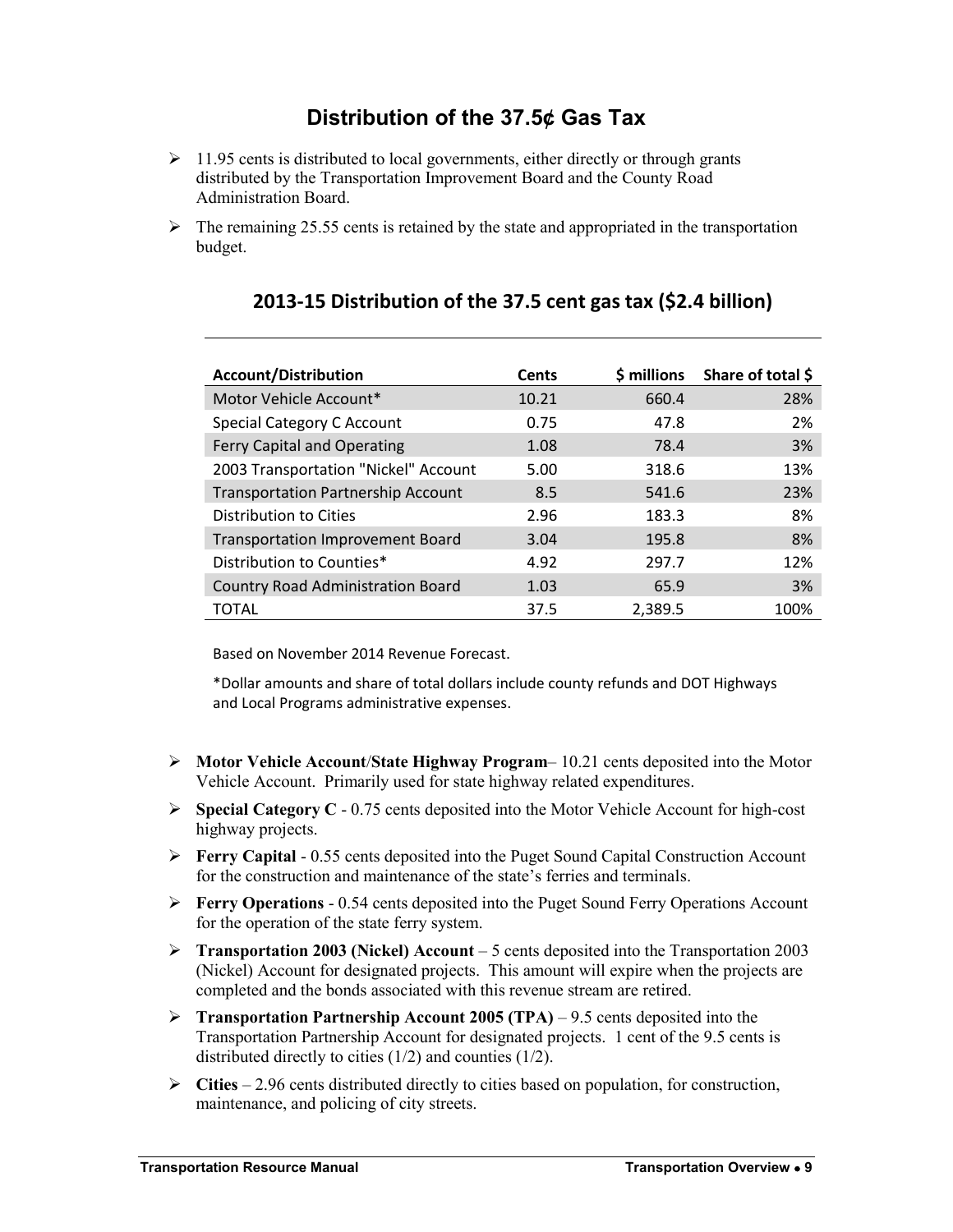## Distribution of the 37.5¢ Gas Tax

- 11.95 cents is distributed to local governments, either directly or through grants distributed by the Transportation Improvement Board and the County Road Administration Board.
- The remaining 25.55 cents is retained by the state and appropriated in the transportation budget.

### 2013-15 Distribution of the 37.5 cent gas tax ($2.4 billion)

| Account/Distribution | Cents | $ millions | Share of total $ |
|---|---|---|---|
| Motor Vehicle Account* | 10.21 | 660.4 | 28% |
| Special Category C Account | 0.75 | 47.8 | 2% |
| Ferry Capital and Operating | 1.08 | 78.4 | 3% |
| 2003 Transportation "Nickel" Account | 5.00 | 318.6 | 13% |
| Transportation Partnership Account | 8.5 | 541.6 | 23% |
| Distribution to Cities | 2.96 | 183.3 | 8% |
| Transportation Improvement Board | 3.04 | 195.8 | 8% |
| Distribution to Counties* | 4.92 | 297.7 | 12% |
| Country Road Administration Board | 1.03 | 65.9 | 3% |
| TOTAL | 37.5 | 2,389.5 | 100% |

Based on November 2014 Revenue Forecast.

*Dollar amounts and share of total dollars include county refunds and DOT Highways and Local Programs administrative expenses.

- **Motor Vehicle Account**/**State Highway Program**– 10.21 cents deposited into the Motor Vehicle Account. Primarily used for state highway related expenditures.
- **Special Category C** - 0.75 cents deposited into the Motor Vehicle Account for high-cost highway projects.
- **Ferry Capital** - 0.55 cents deposited into the Puget Sound Capital Construction Account for the construction and maintenance of the state's ferries and terminals.
- **Ferry Operations** - 0.54 cents deposited into the Puget Sound Ferry Operations Account for the operation of the state ferry system.
- **Transportation 2003 (Nickel) Account** – 5 cents deposited into the Transportation 2003 (Nickel) Account for designated projects. This amount will expire when the projects are completed and the bonds associated with this revenue stream are retired.
- **Transportation Partnership Account 2005 (TPA)** – 9.5 cents deposited into the Transportation Partnership Account for designated projects. 1 cent of the 9.5 cents is distributed directly to cities (1/2) and counties (1/2).
- **Cities** – 2.96 cents distributed directly to cities based on population, for construction, maintenance, and policing of city streets.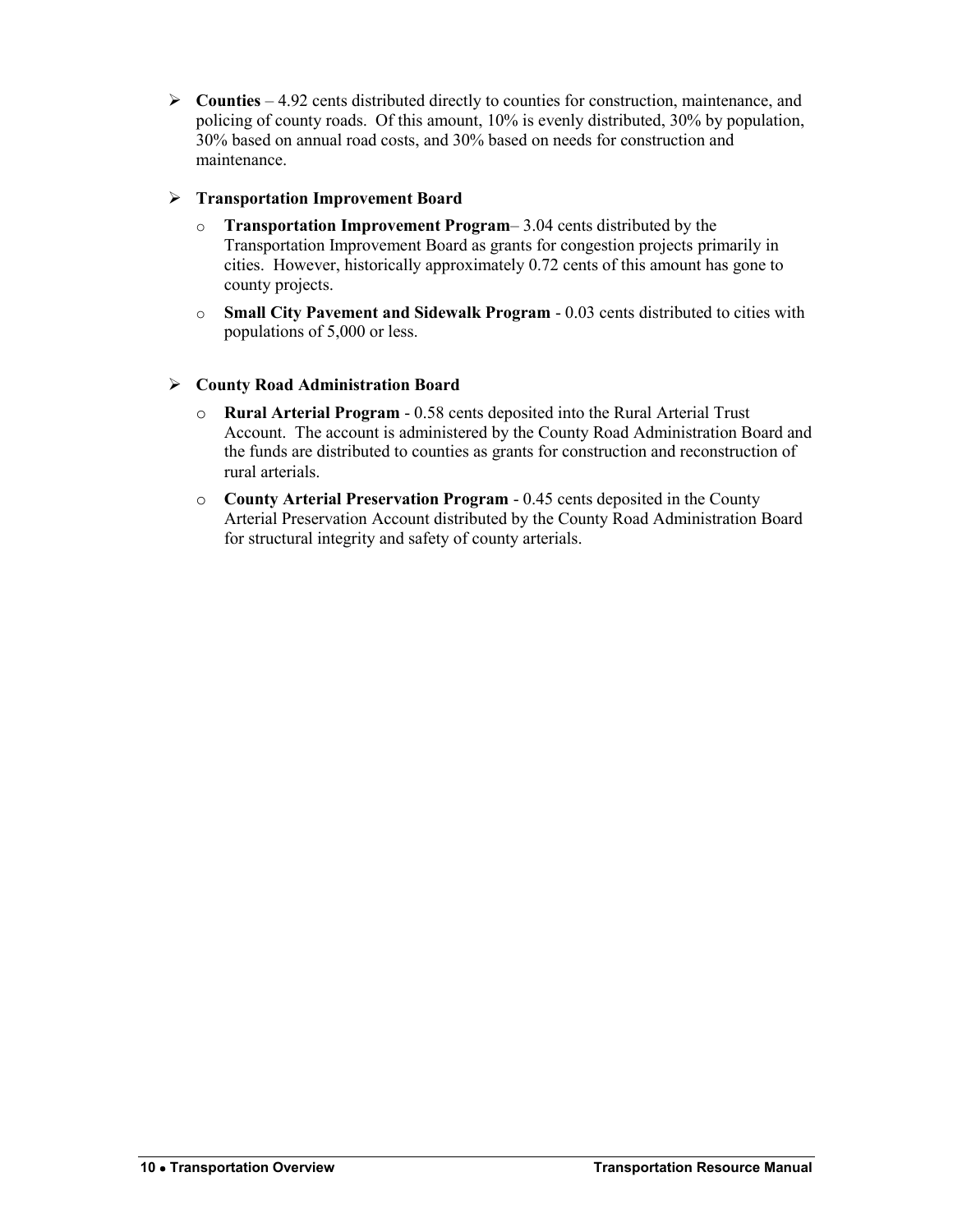- **Counties** – 4.92 cents distributed directly to counties for construction, maintenance, and policing of county roads. Of this amount, 10% is evenly distributed, 30% by population, 30% based on annual road costs, and 30% based on needs for construction and maintenance.

- **Transportation Improvement Board**
  - **Transportation Improvement Program**– 3.04 cents distributed by the Transportation Improvement Board as grants for congestion projects primarily in cities. However, historically approximately 0.72 cents of this amount has gone to county projects.
  - **Small City Pavement and Sidewalk Program** - 0.03 cents distributed to cities with populations of 5,000 or less.

- **County Road Administration Board**
  - **Rural Arterial Program** - 0.58 cents deposited into the Rural Arterial Trust Account. The account is administered by the County Road Administration Board and the funds are distributed to counties as grants for construction and reconstruction of rural arterials.
  - **County Arterial Preservation Program** - 0.45 cents deposited in the County Arterial Preservation Account distributed by the County Road Administration Board for structural integrity and safety of county arterials.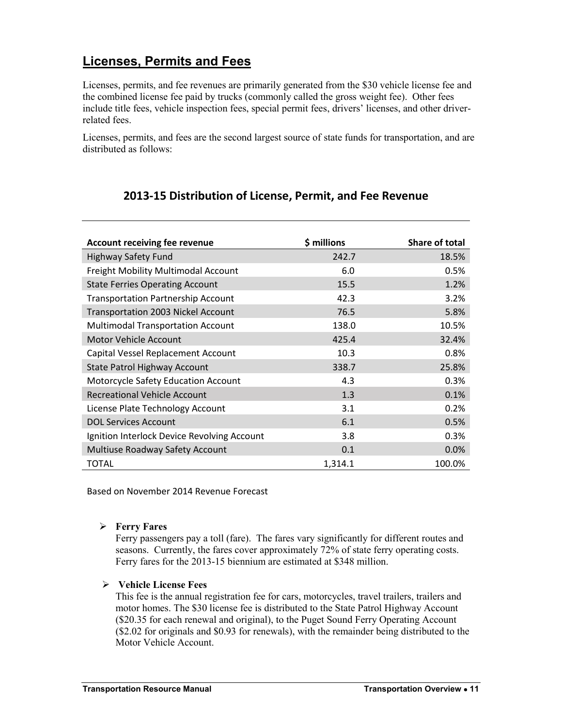## Licenses, Permits and Fees

Licenses, permits, and fee revenues are primarily generated from the $30 vehicle license fee and the combined license fee paid by trucks (commonly called the gross weight fee). Other fees include title fees, vehicle inspection fees, special permit fees, drivers' licenses, and other driver-related fees.

Licenses, permits, and fees are the second largest source of state funds for transportation, and are distributed as follows:

### 2013-15 Distribution of License, Permit, and Fee Revenue

| Account receiving fee revenue | $ millions | Share of total |
|---|---:|---:|
| Highway Safety Fund | 242.7 | 18.5% |
| Freight Mobility Multimodal Account | 6.0 | 0.5% |
| State Ferries Operating Account | 15.5 | 1.2% |
| Transportation Partnership Account | 42.3 | 3.2% |
| Transportation 2003 Nickel Account | 76.5 | 5.8% |
| Multimodal Transportation Account | 138.0 | 10.5% |
| Motor Vehicle Account | 425.4 | 32.4% |
| Capital Vessel Replacement Account | 10.3 | 0.8% |
| State Patrol Highway Account | 338.7 | 25.8% |
| Motorcycle Safety Education Account | 4.3 | 0.3% |
| Recreational Vehicle Account | 1.3 | 0.1% |
| License Plate Technology Account | 3.1 | 0.2% |
| DOL Services Account | 6.1 | 0.5% |
| Ignition Interlock Device Revolving Account | 3.8 | 0.3% |
| Multiuse Roadway Safety Account | 0.1 | 0.0% |
| TOTAL | 1,314.1 | 100.0% |

Based on November 2014 Revenue Forecast

- **Ferry Fares**
  Ferry passengers pay a toll (fare). The fares vary significantly for different routes and seasons. Currently, the fares cover approximately 72% of state ferry operating costs. Ferry fares for the 2013-15 biennium are estimated at $348 million.

- **Vehicle License Fees**
  This fee is the annual registration fee for cars, motorcycles, travel trailers, trailers and motor homes. The $30 license fee is distributed to the State Patrol Highway Account ($20.35 for each renewal and original), to the Puget Sound Ferry Operating Account ($2.02 for originals and $0.93 for renewals), with the remainder being distributed to the Motor Vehicle Account.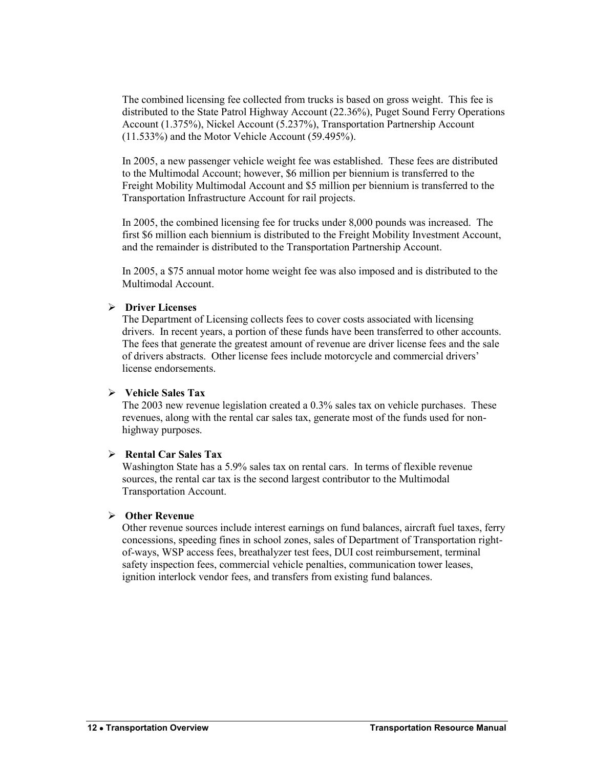The combined licensing fee collected from trucks is based on gross weight. This fee is distributed to the State Patrol Highway Account (22.36%), Puget Sound Ferry Operations Account (1.375%), Nickel Account (5.237%), Transportation Partnership Account (11.533%) and the Motor Vehicle Account (59.495%).

In 2005, a new passenger vehicle weight fee was established. These fees are distributed to the Multimodal Account; however, $6 million per biennium is transferred to the Freight Mobility Multimodal Account and $5 million per biennium is transferred to the Transportation Infrastructure Account for rail projects.

In 2005, the combined licensing fee for trucks under 8,000 pounds was increased. The first $6 million each biennium is distributed to the Freight Mobility Investment Account, and the remainder is distributed to the Transportation Partnership Account.

In 2005, a $75 annual motor home weight fee was also imposed and is distributed to the Multimodal Account.

- **Driver Licenses**
  The Department of Licensing collects fees to cover costs associated with licensing drivers. In recent years, a portion of these funds have been transferred to other accounts. The fees that generate the greatest amount of revenue are driver license fees and the sale of drivers abstracts. Other license fees include motorcycle and commercial drivers' license endorsements.

- **Vehicle Sales Tax**
  The 2003 new revenue legislation created a 0.3% sales tax on vehicle purchases. These revenues, along with the rental car sales tax, generate most of the funds used for non-highway purposes.

- **Rental Car Sales Tax**
  Washington State has a 5.9% sales tax on rental cars. In terms of flexible revenue sources, the rental car tax is the second largest contributor to the Multimodal Transportation Account.

- **Other Revenue**
  Other revenue sources include interest earnings on fund balances, aircraft fuel taxes, ferry concessions, speeding fines in school zones, sales of Department of Transportation right-of-ways, WSP access fees, breathalyzer test fees, DUI cost reimbursement, terminal safety inspection fees, commercial vehicle penalties, communication tower leases, ignition interlock vendor fees, and transfers from existing fund balances.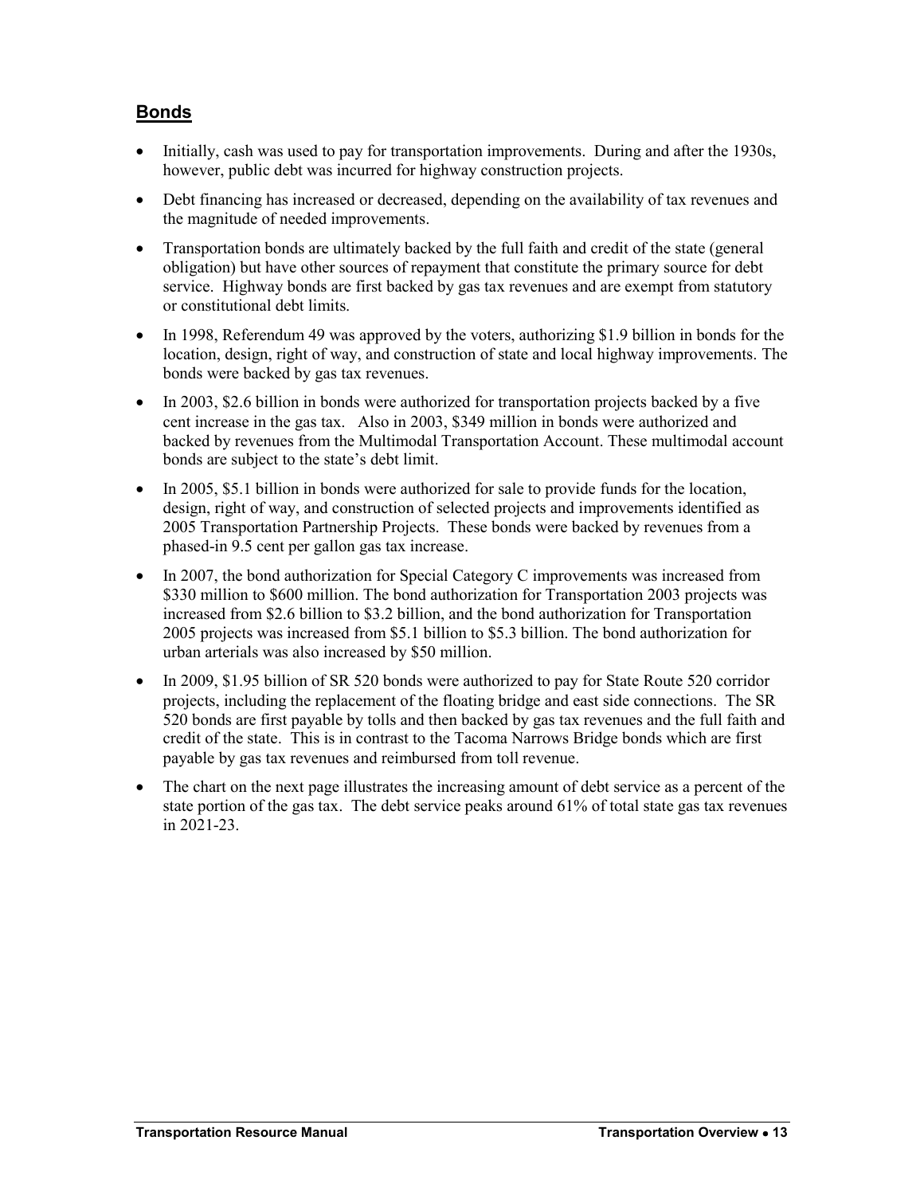## Bonds

- Initially, cash was used to pay for transportation improvements. During and after the 1930s, however, public debt was incurred for highway construction projects.
- Debt financing has increased or decreased, depending on the availability of tax revenues and the magnitude of needed improvements.
- Transportation bonds are ultimately backed by the full faith and credit of the state (general obligation) but have other sources of repayment that constitute the primary source for debt service. Highway bonds are first backed by gas tax revenues and are exempt from statutory or constitutional debt limits.
- In 1998, Referendum 49 was approved by the voters, authorizing $1.9 billion in bonds for the location, design, right of way, and construction of state and local highway improvements. The bonds were backed by gas tax revenues.
- In 2003, $2.6 billion in bonds were authorized for transportation projects backed by a five cent increase in the gas tax. Also in 2003, $349 million in bonds were authorized and backed by revenues from the Multimodal Transportation Account. These multimodal account bonds are subject to the state's debt limit.
- In 2005, $5.1 billion in bonds were authorized for sale to provide funds for the location, design, right of way, and construction of selected projects and improvements identified as 2005 Transportation Partnership Projects. These bonds were backed by revenues from a phased-in 9.5 cent per gallon gas tax increase.
- In 2007, the bond authorization for Special Category C improvements was increased from $330 million to $600 million. The bond authorization for Transportation 2003 projects was increased from $2.6 billion to $3.2 billion, and the bond authorization for Transportation 2005 projects was increased from $5.1 billion to $5.3 billion. The bond authorization for urban arterials was also increased by $50 million.
- In 2009, $1.95 billion of SR 520 bonds were authorized to pay for State Route 520 corridor projects, including the replacement of the floating bridge and east side connections. The SR 520 bonds are first payable by tolls and then backed by gas tax revenues and the full faith and credit of the state. This is in contrast to the Tacoma Narrows Bridge bonds which are first payable by gas tax revenues and reimbursed from toll revenue.
- The chart on the next page illustrates the increasing amount of debt service as a percent of the state portion of the gas tax. The debt service peaks around 61% of total state gas tax revenues in 2021-23.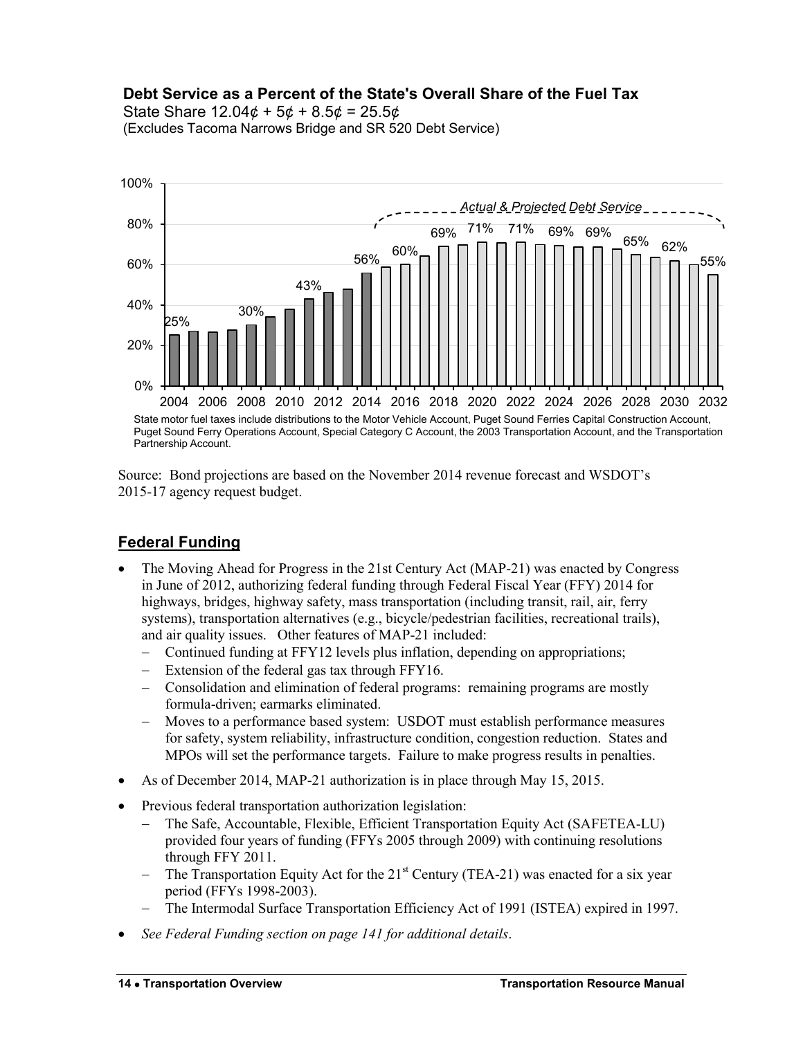**Debt Service as a Percent of the State's Overall Share of the Fuel Tax**

State Share 12.04¢ + 5¢ + 8.5¢ = 25.5¢

(Excludes Tacoma Narrows Bridge and SR 520 Debt Service)

State motor fuel taxes include distributions to the Motor Vehicle Account, Puget Sound Ferries Capital Construction Account, Puget Sound Ferry Operations Account, Special Category C Account, the 2003 Transportation Account, and the Transportation Partnership Account.

Source: Bond projections are based on the November 2014 revenue forecast and WSDOT's 2015-17 agency request budget.

## Federal Funding

- The Moving Ahead for Progress in the 21st Century Act (MAP-21) was enacted by Congress in June of 2012, authorizing federal funding through Federal Fiscal Year (FFY) 2014 for highways, bridges, highway safety, mass transportation (including transit, rail, air, ferry systems), transportation alternatives (e.g., bicycle/pedestrian facilities, recreational trails), and air quality issues. Other features of MAP-21 included:
  - Continued funding at FFY12 levels plus inflation, depending on appropriations;
  - Extension of the federal gas tax through FFY16.
  - Consolidation and elimination of federal programs: remaining programs are mostly formula-driven; earmarks eliminated.
  - Moves to a performance based system: USDOT must establish performance measures for safety, system reliability, infrastructure condition, congestion reduction. States and MPOs will set the performance targets. Failure to make progress results in penalties.
- As of December 2014, MAP-21 authorization is in place through May 15, 2015.
- Previous federal transportation authorization legislation:
  - The Safe, Accountable, Flexible, Efficient Transportation Equity Act (SAFETEA-LU) provided four years of funding (FFYs 2005 through 2009) with continuing resolutions through FFY 2011.
  - The Transportation Equity Act for the 21st Century (TEA-21) was enacted for a six year period (FFYs 1998-2003).
  - The Intermodal Surface Transportation Efficiency Act of 1991 (ISTEA) expired in 1997.
- *See Federal Funding section on page 141 for additional details*.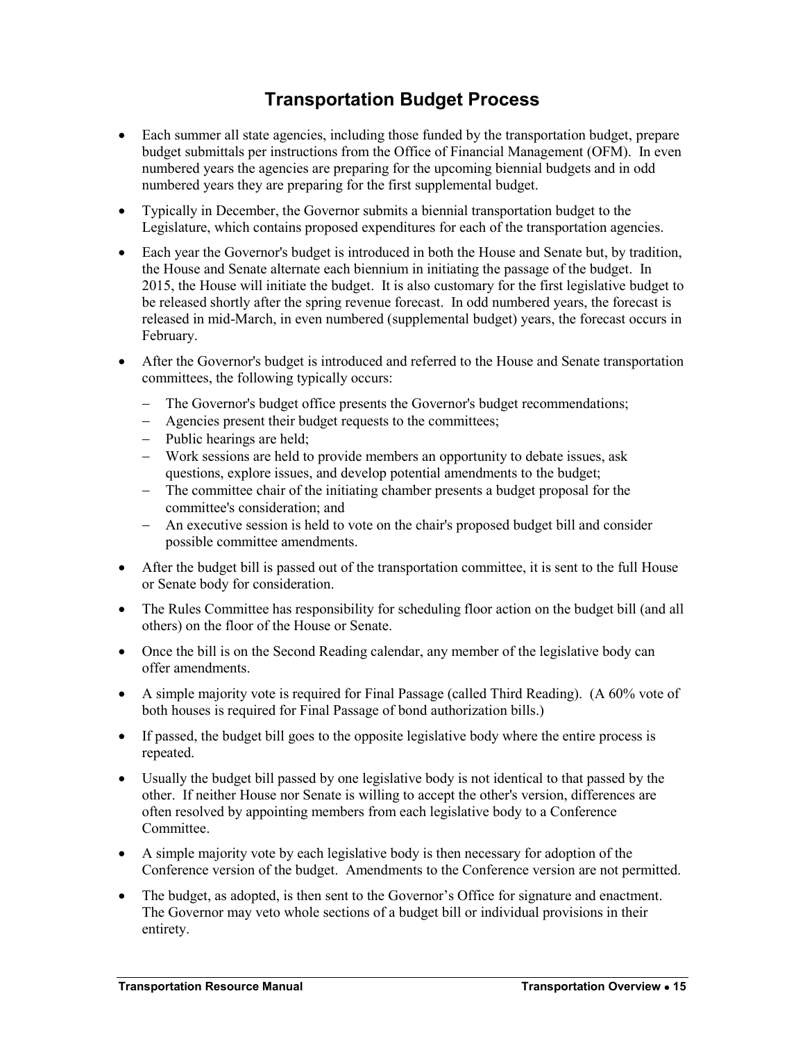# Transportation Budget Process

- Each summer all state agencies, including those funded by the transportation budget, prepare budget submittals per instructions from the Office of Financial Management (OFM). In even numbered years the agencies are preparing for the upcoming biennial budgets and in odd numbered years they are preparing for the first supplemental budget.
- Typically in December, the Governor submits a biennial transportation budget to the Legislature, which contains proposed expenditures for each of the transportation agencies.
- Each year the Governor's budget is introduced in both the House and Senate but, by tradition, the House and Senate alternate each biennium in initiating the passage of the budget. In 2015, the House will initiate the budget. It is also customary for the first legislative budget to be released shortly after the spring revenue forecast. In odd numbered years, the forecast is released in mid-March, in even numbered (supplemental budget) years, the forecast occurs in February.
- After the Governor's budget is introduced and referred to the House and Senate transportation committees, the following typically occurs:
  - The Governor's budget office presents the Governor's budget recommendations;
  - Agencies present their budget requests to the committees;
  - Public hearings are held;
  - Work sessions are held to provide members an opportunity to debate issues, ask questions, explore issues, and develop potential amendments to the budget;
  - The committee chair of the initiating chamber presents a budget proposal for the committee's consideration; and
  - An executive session is held to vote on the chair's proposed budget bill and consider possible committee amendments.
- After the budget bill is passed out of the transportation committee, it is sent to the full House or Senate body for consideration.
- The Rules Committee has responsibility for scheduling floor action on the budget bill (and all others) on the floor of the House or Senate.
- Once the bill is on the Second Reading calendar, any member of the legislative body can offer amendments.
- A simple majority vote is required for Final Passage (called Third Reading). (A 60% vote of both houses is required for Final Passage of bond authorization bills.)
- If passed, the budget bill goes to the opposite legislative body where the entire process is repeated.
- Usually the budget bill passed by one legislative body is not identical to that passed by the other. If neither House nor Senate is willing to accept the other's version, differences are often resolved by appointing members from each legislative body to a Conference Committee.
- A simple majority vote by each legislative body is then necessary for adoption of the Conference version of the budget. Amendments to the Conference version are not permitted.
- The budget, as adopted, is then sent to the Governor's Office for signature and enactment. The Governor may veto whole sections of a budget bill or individual provisions in their entirety.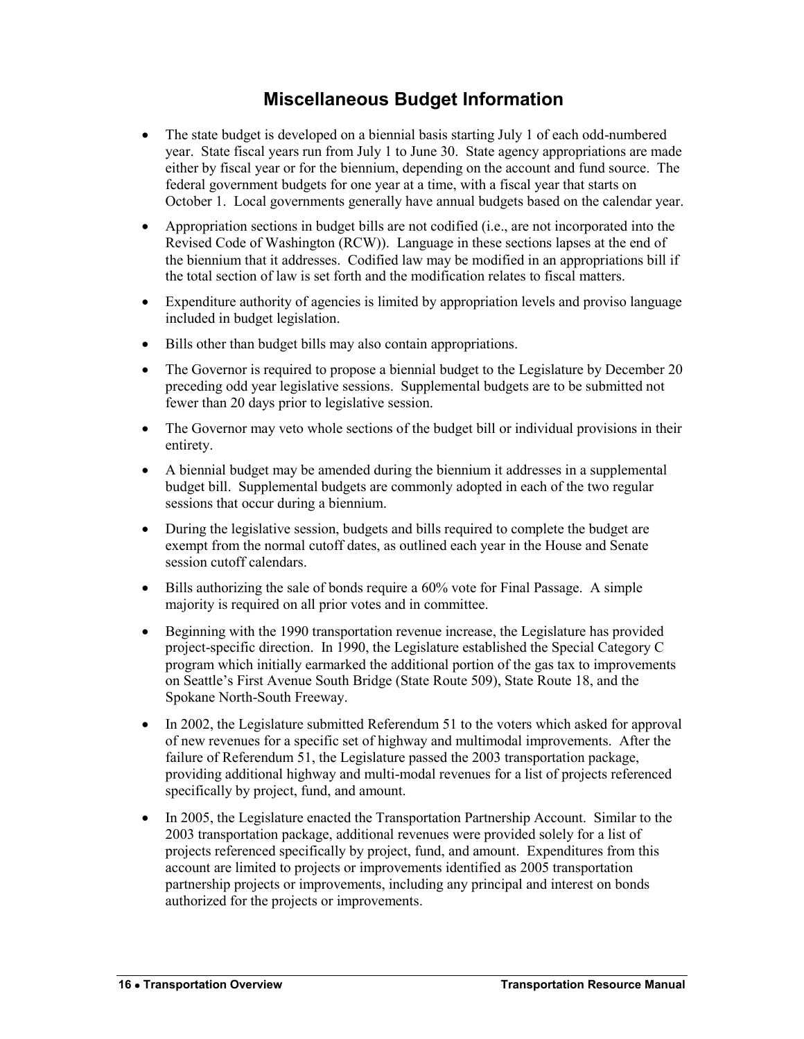# Miscellaneous Budget Information

- The state budget is developed on a biennial basis starting July 1 of each odd-numbered year. State fiscal years run from July 1 to June 30. State agency appropriations are made either by fiscal year or for the biennium, depending on the account and fund source. The federal government budgets for one year at a time, with a fiscal year that starts on October 1. Local governments generally have annual budgets based on the calendar year.
- Appropriation sections in budget bills are not codified (i.e., are not incorporated into the Revised Code of Washington (RCW)). Language in these sections lapses at the end of the biennium that it addresses. Codified law may be modified in an appropriations bill if the total section of law is set forth and the modification relates to fiscal matters.
- Expenditure authority of agencies is limited by appropriation levels and proviso language included in budget legislation.
- Bills other than budget bills may also contain appropriations.
- The Governor is required to propose a biennial budget to the Legislature by December 20 preceding odd year legislative sessions. Supplemental budgets are to be submitted not fewer than 20 days prior to legislative session.
- The Governor may veto whole sections of the budget bill or individual provisions in their entirety.
- A biennial budget may be amended during the biennium it addresses in a supplemental budget bill. Supplemental budgets are commonly adopted in each of the two regular sessions that occur during a biennium.
- During the legislative session, budgets and bills required to complete the budget are exempt from the normal cutoff dates, as outlined each year in the House and Senate session cutoff calendars.
- Bills authorizing the sale of bonds require a 60% vote for Final Passage. A simple majority is required on all prior votes and in committee.
- Beginning with the 1990 transportation revenue increase, the Legislature has provided project-specific direction. In 1990, the Legislature established the Special Category C program which initially earmarked the additional portion of the gas tax to improvements on Seattle's First Avenue South Bridge (State Route 509), State Route 18, and the Spokane North-South Freeway.
- In 2002, the Legislature submitted Referendum 51 to the voters which asked for approval of new revenues for a specific set of highway and multimodal improvements. After the failure of Referendum 51, the Legislature passed the 2003 transportation package, providing additional highway and multi-modal revenues for a list of projects referenced specifically by project, fund, and amount.
- In 2005, the Legislature enacted the Transportation Partnership Account. Similar to the 2003 transportation package, additional revenues were provided solely for a list of projects referenced specifically by project, fund, and amount. Expenditures from this account are limited to projects or improvements identified as 2005 transportation partnership projects or improvements, including any principal and interest on bonds authorized for the projects or improvements.